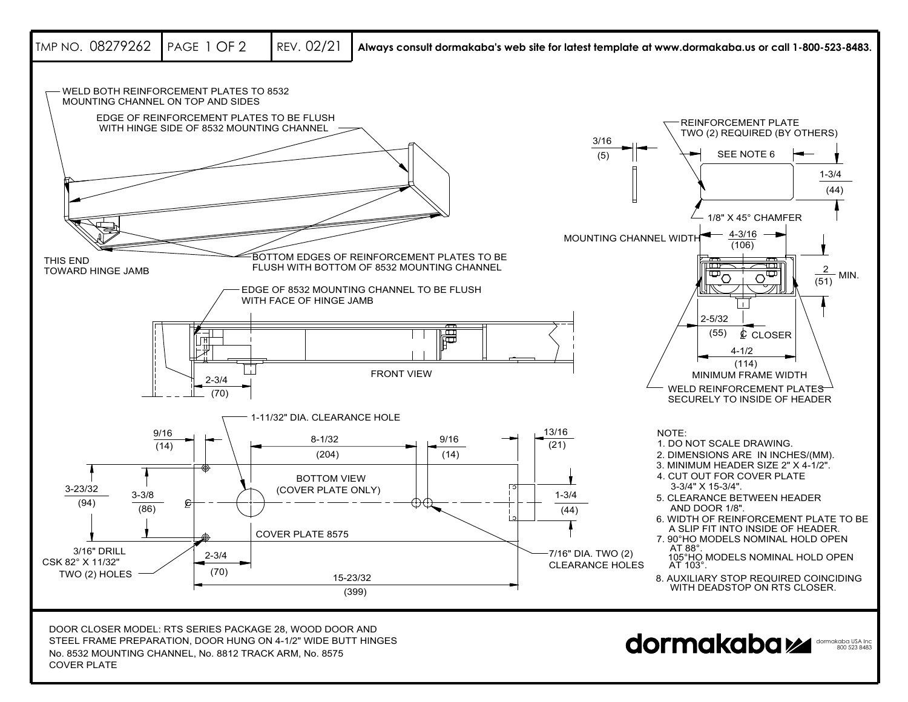TMP NO. 08279262 | REV. 02/21 | **Always consult dormakaba's web site for latest template at www.dormakaba.us or call 1-800-523-8483.**

WELD BOTH REINFORCEMENT PLATES TO 8532 MOUNTING CHANNEL ON TOP AND SIDES

EDGE OF REINFORCEMENT PLATES TO BE FLUSH WITH HINGE SIDE OF 8532 MOUNTING CHANNEL

THIS END TOWARD HINGE JAMB

BOTTOM EDGES OF REINFORCEMENT PLATES TO BE FLUSH WITH BOTTOM OF 8532 MOUNTING CHANNEL

REINFORCEMENT PLATE TWO (2) REQUIRED (BY OTHERS)

3/16 (5)

SEE NOTE 6

1-3/4 (44)

1/8" X 45° CHAMFER

MOUNTING CHANNEL WIDTH 4-3/16 (106)

2 (51) MIN.

2-5/32 (55) ℄ CLOSER

4-1/2 (114) MINIMUM FRAME WIDTH

WELD REINFORCEMENT PLATES SECURELY TO INSIDE OF HEADER

EDGE OF 8532 MOUNTING CHANNEL TO BE FLUSH WITH FACE OF HINGE JAMB

2-3/4 (70)

FRONT VIEW

1-11/32" DIA. CLEARANCE HOLE

9/16 (14) | 8-1/32 (204) | 9/16 (14) | 13/16 (21)

BOTTOM VIEW (COVER PLATE ONLY)

3-23/32 (94) | 3-3/8 (86) | ℄ | 1-3/4 (44)

COVER PLATE 8575

3/16" DRILL CSK 82° X 11/32" TWO (2) HOLES

2-3/4 (70)

7/16" DIA. TWO (2) CLEARANCE HOLES

15-23/32 (399)

NOTE:
1. DO NOT SCALE DRAWING.
2. DIMENSIONS ARE IN INCHES/(MM).
3. MINIMUM HEADER SIZE 2" X 4-1/2".
4. CUT OUT FOR COVER PLATE 3-3/4" X 15-3/4".
5. CLEARANCE BETWEEN HEADER AND DOOR 1/8".
6. WIDTH OF REINFORCEMENT PLATE TO BE A SLIP FIT INTO INSIDE OF HEADER.
7. 90°HO MODELS NOMINAL HOLD OPEN AT 88°.
   105°HO MODELS NOMINAL HOLD OPEN AT 103°.
8. AUXILIARY STOP REQUIRED COINCIDING WITH DEADSTOP ON RTS CLOSER.

DOOR CLOSER MODEL: RTS SERIES PACKAGE 28, WOOD DOOR AND STEEL FRAME PREPARATION, DOOR HUNG ON 4-1/2" WIDE BUTT HINGES
No. 8532 MOUNTING CHANNEL, No. 8812 TRACK ARM, No. 8575 COVER PLATE

dormakaba

dormakaba USA Inc
800 523 8483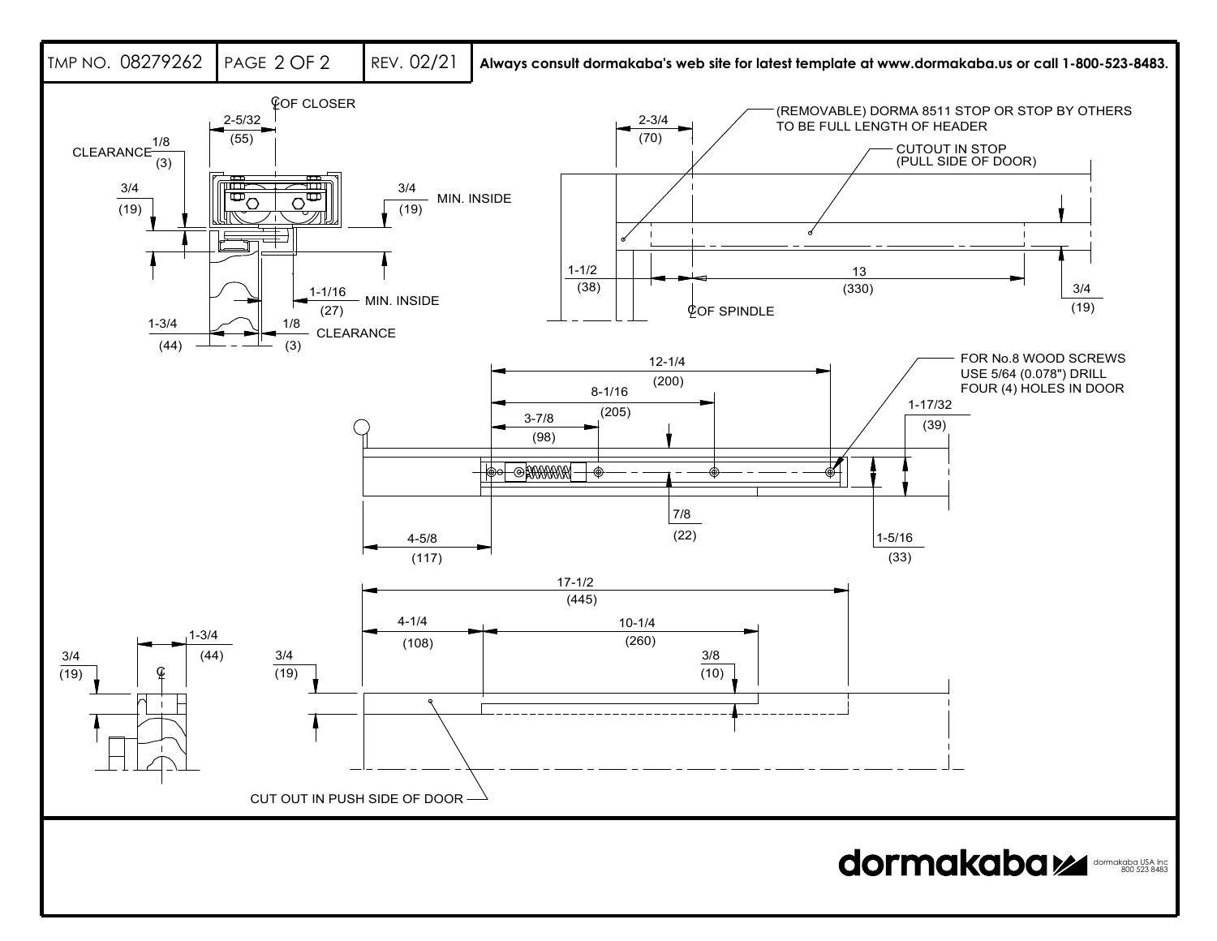TMP NO. 08279262 | PAGE 2 OF 2 | REV. 02/21

**Always consult dormakaba's web site for latest template at www.dormakaba.us or call 1-800-523-8483.**

℄OF CLOSER

2-5/32
(55)

1/8
CLEARANCE
(3)

3/4
(19)

3/4
(19)
MIN. INSIDE

1-1/16
(27)
MIN. INSIDE

1-3/4
(44)

1/8
(3)
CLEARANCE

2-3/4
(70)

(REMOVABLE) DORMA 8511 STOP OR STOP BY OTHERS TO BE FULL LENGTH OF HEADER

CUTOUT IN STOP
(PULL SIDE OF DOOR)

1-1/2
(38)

13
(330)

3/4
(19)

℄OF SPINDLE

12-1/4
(200)

8-1/16
(205)

3-7/8
(98)

FOR No.8 WOOD SCREWS
USE 5/64 (0.078") DRILL
FOUR (4) HOLES IN DOOR

1-17/32
(39)

7/8
(22)

4-5/8
(117)

1-5/16
(33)

17-1/2
(445)

4-1/4
(108)

10-1/4
(260)

3/8
(10)

1-3/4
(44)

3/4
(19)

℄

3/4
(19)

CUT OUT IN PUSH SIDE OF DOOR

dormakaba

dormakaba USA Inc
800 523 8483